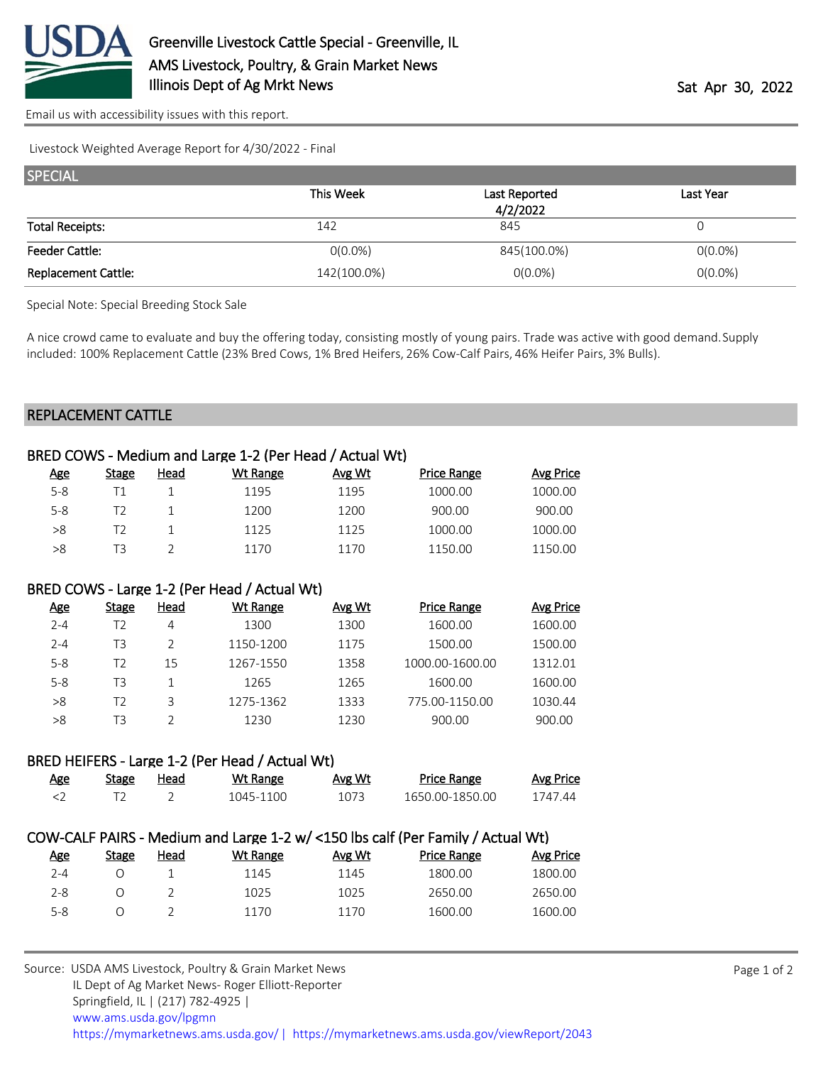# Greenville Livestock Cattle Special - Greenville, IL
## AMS Livestock, Poultry, & Grain Market News
## Illinois Dept of Ag Mrkt News

Sat Apr 30, 2022

Email us with accessibility issues with this report.

Livestock Weighted Average Report for 4/30/2022 - Final

## SPECIAL

| | This Week | Last Reported 4/2/2022 | Last Year |
|---|---|---|---|
| Total Receipts: | 142 | 845 | 0 |
| Feeder Cattle: | 0(0.0%) | 845(100.0%) | 0(0.0%) |
| Replacement Cattle: | 142(100.0%) | 0(0.0%) | 0(0.0%) |

Special Note: Special Breeding Stock Sale

A nice crowd came to evaluate and buy the offering today, consisting mostly of young pairs. Trade was active with good demand. Supply included: 100% Replacement Cattle (23% Bred Cows, 1% Bred Heifers, 26% Cow-Calf Pairs, 46% Heifer Pairs, 3% Bulls).

## REPLACEMENT CATTLE

### BRED COWS - Medium and Large 1-2 (Per Head / Actual Wt)

| Age | Stage | Head | Wt Range | Avg Wt | Price Range | Avg Price |
|---|---|---|---|---|---|---|
| 5-8 | T1 | 1 | 1195 | 1195 | 1000.00 | 1000.00 |
| 5-8 | T2 | 1 | 1200 | 1200 | 900.00 | 900.00 |
| >8 | T2 | 1 | 1125 | 1125 | 1000.00 | 1000.00 |
| >8 | T3 | 2 | 1170 | 1170 | 1150.00 | 1150.00 |

### BRED COWS - Large 1-2 (Per Head / Actual Wt)

| Age | Stage | Head | Wt Range | Avg Wt | Price Range | Avg Price |
|---|---|---|---|---|---|---|
| 2-4 | T2 | 4 | 1300 | 1300 | 1600.00 | 1600.00 |
| 2-4 | T3 | 2 | 1150-1200 | 1175 | 1500.00 | 1500.00 |
| 5-8 | T2 | 15 | 1267-1550 | 1358 | 1000.00-1600.00 | 1312.01 |
| 5-8 | T3 | 1 | 1265 | 1265 | 1600.00 | 1600.00 |
| >8 | T2 | 3 | 1275-1362 | 1333 | 775.00-1150.00 | 1030.44 |
| >8 | T3 | 2 | 1230 | 1230 | 900.00 | 900.00 |

### BRED HEIFERS - Large 1-2 (Per Head / Actual Wt)

| Age | Stage | Head | Wt Range | Avg Wt | Price Range | Avg Price |
|---|---|---|---|---|---|---|
| <2 | T2 | 2 | 1045-1100 | 1073 | 1650.00-1850.00 | 1747.44 |

### COW-CALF PAIRS - Medium and Large 1-2 w/ <150 lbs calf (Per Family / Actual Wt)

| Age | Stage | Head | Wt Range | Avg Wt | Price Range | Avg Price |
|---|---|---|---|---|---|---|
| 2-4 | O | 1 | 1145 | 1145 | 1800.00 | 1800.00 |
| 2-8 | O | 2 | 1025 | 1025 | 2650.00 | 2650.00 |
| 5-8 | O | 2 | 1170 | 1170 | 1600.00 | 1600.00 |

Source: USDA AMS Livestock, Poultry & Grain Market News
IL Dept of Ag Market News- Roger Elliott-Reporter
Springfield, IL | (217) 782-4925 |
www.ams.usda.gov/lpgmn
https://mymarketnews.ams.usda.gov/ | https://mymarketnews.ams.usda.gov/viewReport/2043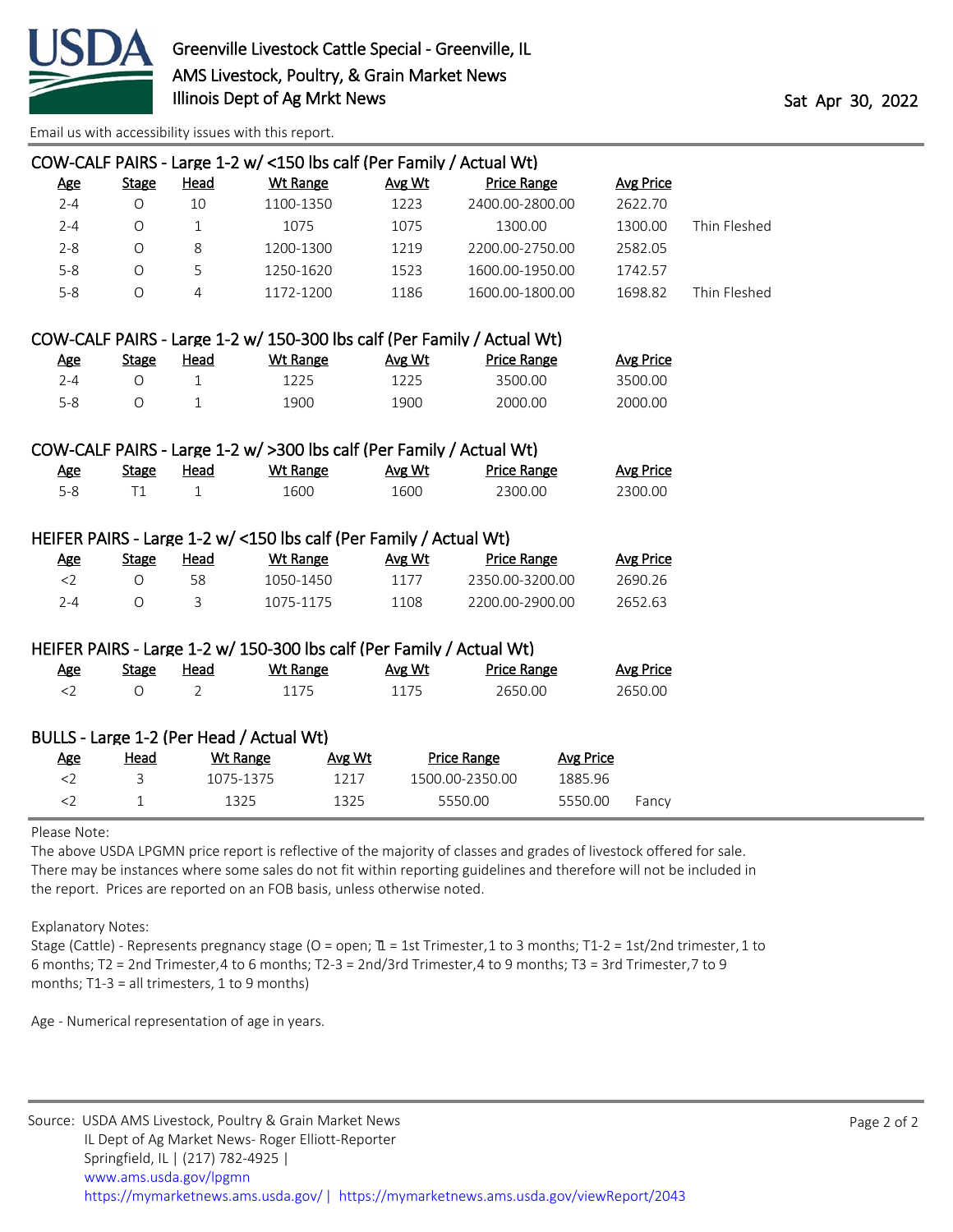Greenville Livestock Cattle Special - Greenville, IL
AMS Livestock, Poultry, & Grain Market News
Illinois Dept of Ag Mrkt News

Sat Apr 30, 2022

Email us with accessibility issues with this report.

## COW-CALF PAIRS - Large 1-2 w/ <150 lbs calf (Per Family / Actual Wt)

| Age | Stage | Head | Wt Range | Avg Wt | Price Range | Avg Price | |
|---|---|---|---|---|---|---|---|
| 2-4 | O | 10 | 1100-1350 | 1223 | 2400.00-2800.00 | 2622.70 | |
| 2-4 | O | 1 | 1075 | 1075 | 1300.00 | 1300.00 | Thin Fleshed |
| 2-8 | O | 8 | 1200-1300 | 1219 | 2200.00-2750.00 | 2582.05 | |
| 5-8 | O | 5 | 1250-1620 | 1523 | 1600.00-1950.00 | 1742.57 | |
| 5-8 | O | 4 | 1172-1200 | 1186 | 1600.00-1800.00 | 1698.82 | Thin Fleshed |

## COW-CALF PAIRS - Large 1-2 w/ 150-300 lbs calf (Per Family / Actual Wt)

| Age | Stage | Head | Wt Range | Avg Wt | Price Range | Avg Price |
|---|---|---|---|---|---|---|
| 2-4 | O | 1 | 1225 | 1225 | 3500.00 | 3500.00 |
| 5-8 | O | 1 | 1900 | 1900 | 2000.00 | 2000.00 |

## COW-CALF PAIRS - Large 1-2 w/ >300 lbs calf (Per Family / Actual Wt)

| Age | Stage | Head | Wt Range | Avg Wt | Price Range | Avg Price |
|---|---|---|---|---|---|---|
| 5-8 | T1 | 1 | 1600 | 1600 | 2300.00 | 2300.00 |

## HEIFER PAIRS - Large 1-2 w/ <150 lbs calf (Per Family / Actual Wt)

| Age | Stage | Head | Wt Range | Avg Wt | Price Range | Avg Price |
|---|---|---|---|---|---|---|
| <2 | O | 58 | 1050-1450 | 1177 | 2350.00-3200.00 | 2690.26 |
| 2-4 | O | 3 | 1075-1175 | 1108 | 2200.00-2900.00 | 2652.63 |

## HEIFER PAIRS - Large 1-2 w/ 150-300 lbs calf (Per Family / Actual Wt)

| Age | Stage | Head | Wt Range | Avg Wt | Price Range | Avg Price |
|---|---|---|---|---|---|---|
| <2 | O | 2 | 1175 | 1175 | 2650.00 | 2650.00 |

## BULLS - Large 1-2 (Per Head / Actual Wt)

| Age | Head | Wt Range | Avg Wt | Price Range | Avg Price | |
|---|---|---|---|---|---|---|
| <2 | 3 | 1075-1375 | 1217 | 1500.00-2350.00 | 1885.96 | |
| <2 | 1 | 1325 | 1325 | 5550.00 | 5550.00 | Fancy |

Please Note:
The above USDA LPGMN price report is reflective of the majority of classes and grades of livestock offered for sale. There may be instances where some sales do not fit within reporting guidelines and therefore will not be included in the report. Prices are reported on an FOB basis, unless otherwise noted.

Explanatory Notes:
Stage (Cattle) - Represents pregnancy stage (O = open; T1 = 1st Trimester,1 to 3 months; T1-2 = 1st/2nd trimester, 1 to 6 months; T2 = 2nd Trimester,4 to 6 months; T2-3 = 2nd/3rd Trimester,4 to 9 months; T3 = 3rd Trimester,7 to 9 months; T1-3 = all trimesters, 1 to 9 months)

Age - Numerical representation of age in years.

Source: USDA AMS Livestock, Poultry & Grain Market News
IL Dept of Ag Market News- Roger Elliott-Reporter
Springfield, IL | (217) 782-4925 |
www.ams.usda.gov/lpgmn
https://mymarketnews.ams.usda.gov/ | https://mymarketnews.ams.usda.gov/viewReport/2043